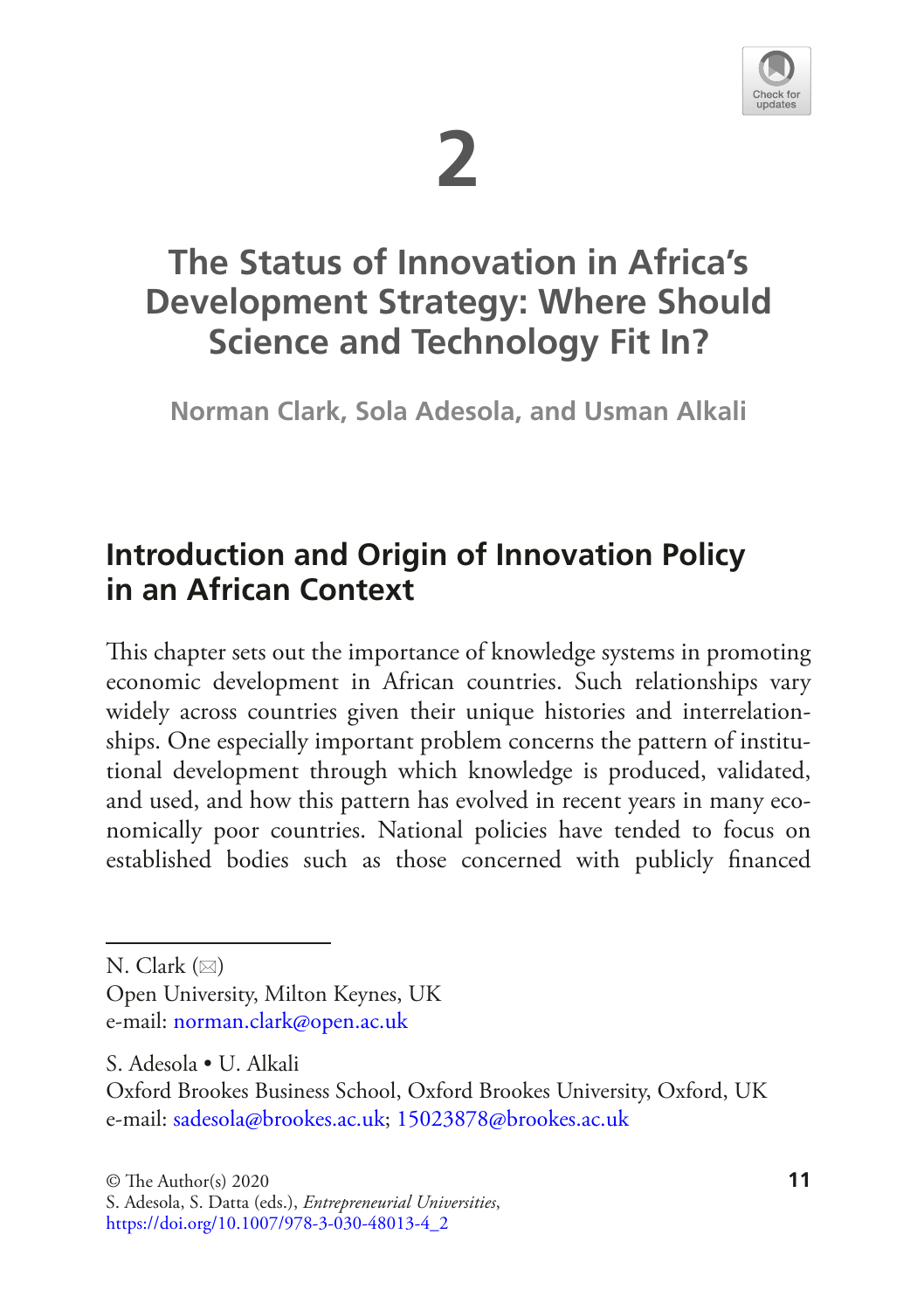# 2

# The Status of Innovation in Africa's Development Strategy: Where Should Science and Technology Fit In?

**Norman Clark, Sola Adesola, and Usman Alkali**

## Introduction and Origin of Innovation Policy in an African Context

This chapter sets out the importance of knowledge systems in promoting economic development in African countries. Such relationships vary widely across countries given their unique histories and interrelationships. One especially important problem concerns the pattern of institutional development through which knowledge is produced, validated, and used, and how this pattern has evolved in recent years in many economically poor countries. National policies have tended to focus on established bodies such as those concerned with publicly financed

---

N. Clark (✉)
Open University, Milton Keynes, UK
e-mail: norman.clark@open.ac.uk

S. Adesola • U. Alkali
Oxford Brookes Business School, Oxford Brookes University, Oxford, UK
e-mail: sadesola@brookes.ac.uk; 15023878@brookes.ac.uk

© The Author(s) 2020
S. Adesola, S. Datta (eds.), *Entrepreneurial Universities*,
https://doi.org/10.1007/978-3-030-48013-4_2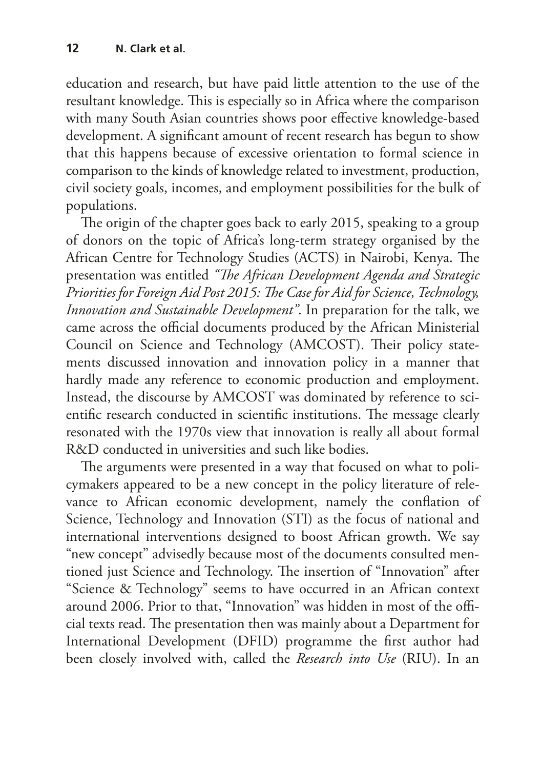education and research, but have paid little attention to the use of the resultant knowledge. This is especially so in Africa where the comparison with many South Asian countries shows poor effective knowledge-based development. A significant amount of recent research has begun to show that this happens because of excessive orientation to formal science in comparison to the kinds of knowledge related to investment, production, civil society goals, incomes, and employment possibilities for the bulk of populations.

The origin of the chapter goes back to early 2015, speaking to a group of donors on the topic of Africa's long-term strategy organised by the African Centre for Technology Studies (ACTS) in Nairobi, Kenya. The presentation was entitled *"The African Development Agenda and Strategic Priorities for Foreign Aid Post 2015: The Case for Aid for Science, Technology, Innovation and Sustainable Development"*. In preparation for the talk, we came across the official documents produced by the African Ministerial Council on Science and Technology (AMCOST). Their policy statements discussed innovation and innovation policy in a manner that hardly made any reference to economic production and employment. Instead, the discourse by AMCOST was dominated by reference to scientific research conducted in scientific institutions. The message clearly resonated with the 1970s view that innovation is really all about formal R&D conducted in universities and such like bodies.

The arguments were presented in a way that focused on what to policymakers appeared to be a new concept in the policy literature of relevance to African economic development, namely the conflation of Science, Technology and Innovation (STI) as the focus of national and international interventions designed to boost African growth. We say "new concept" advisedly because most of the documents consulted mentioned just Science and Technology. The insertion of "Innovation" after "Science & Technology" seems to have occurred in an African context around 2006. Prior to that, "Innovation" was hidden in most of the official texts read. The presentation then was mainly about a Department for International Development (DFID) programme the first author had been closely involved with, called the *Research into Use* (RIU). In an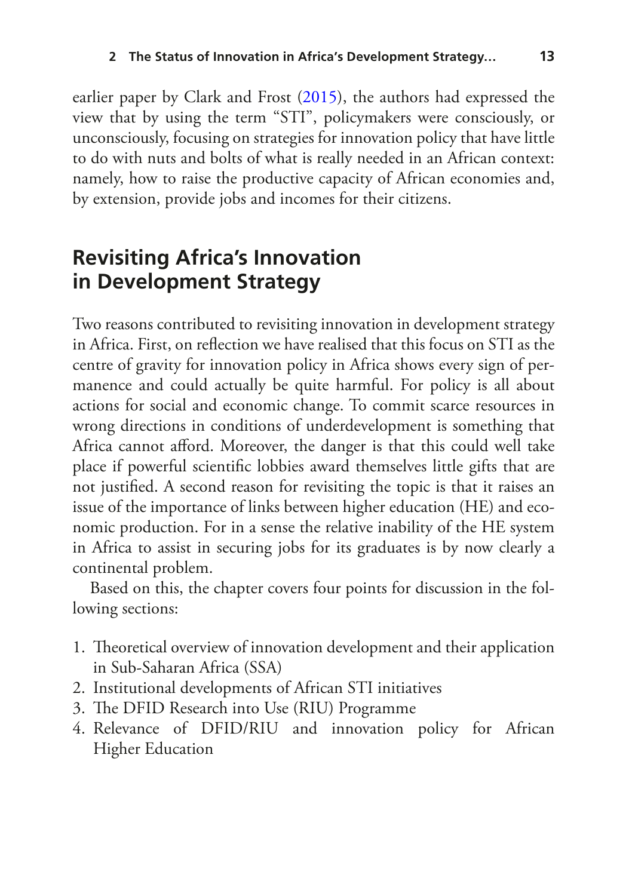earlier paper by Clark and Frost (2015), the authors had expressed the view that by using the term "STI", policymakers were consciously, or unconsciously, focusing on strategies for innovation policy that have little to do with nuts and bolts of what is really needed in an African context: namely, how to raise the productive capacity of African economies and, by extension, provide jobs and incomes for their citizens.

## Revisiting Africa's Innovation in Development Strategy

Two reasons contributed to revisiting innovation in development strategy in Africa. First, on reflection we have realised that this focus on STI as the centre of gravity for innovation policy in Africa shows every sign of permanence and could actually be quite harmful. For policy is all about actions for social and economic change. To commit scarce resources in wrong directions in conditions of underdevelopment is something that Africa cannot afford. Moreover, the danger is that this could well take place if powerful scientific lobbies award themselves little gifts that are not justified. A second reason for revisiting the topic is that it raises an issue of the importance of links between higher education (HE) and economic production. For in a sense the relative inability of the HE system in Africa to assist in securing jobs for its graduates is by now clearly a continental problem.

Based on this, the chapter covers four points for discussion in the following sections:

1. Theoretical overview of innovation development and their application in Sub-Saharan Africa (SSA)
2. Institutional developments of African STI initiatives
3. The DFID Research into Use (RIU) Programme
4. Relevance of DFID/RIU and innovation policy for African Higher Education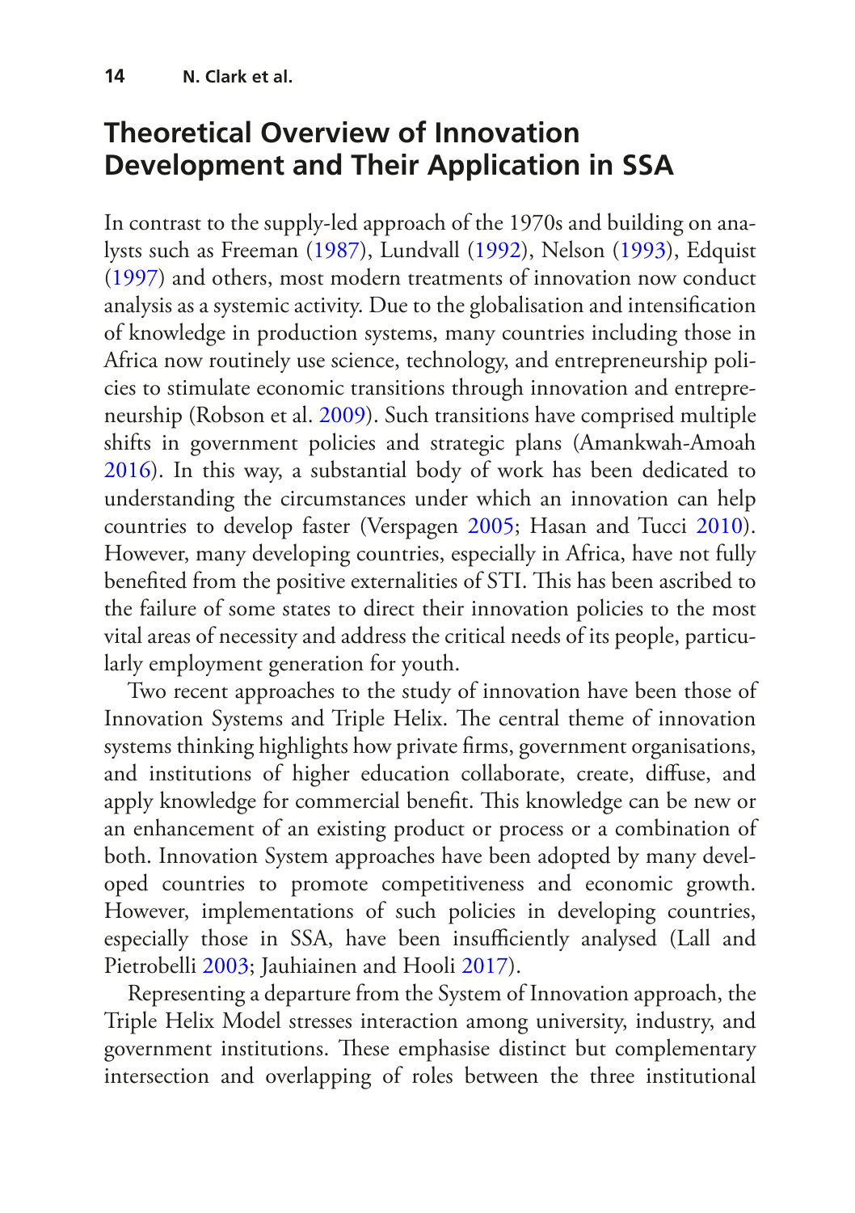## Theoretical Overview of Innovation Development and Their Application in SSA

In contrast to the supply-led approach of the 1970s and building on analysts such as Freeman (1987), Lundvall (1992), Nelson (1993), Edquist (1997) and others, most modern treatments of innovation now conduct analysis as a systemic activity. Due to the globalisation and intensification of knowledge in production systems, many countries including those in Africa now routinely use science, technology, and entrepreneurship policies to stimulate economic transitions through innovation and entrepreneurship (Robson et al. 2009). Such transitions have comprised multiple shifts in government policies and strategic plans (Amankwah-Amoah 2016). In this way, a substantial body of work has been dedicated to understanding the circumstances under which an innovation can help countries to develop faster (Verspagen 2005; Hasan and Tucci 2010). However, many developing countries, especially in Africa, have not fully benefited from the positive externalities of STI. This has been ascribed to the failure of some states to direct their innovation policies to the most vital areas of necessity and address the critical needs of its people, particularly employment generation for youth.

Two recent approaches to the study of innovation have been those of Innovation Systems and Triple Helix. The central theme of innovation systems thinking highlights how private firms, government organisations, and institutions of higher education collaborate, create, diffuse, and apply knowledge for commercial benefit. This knowledge can be new or an enhancement of an existing product or process or a combination of both. Innovation System approaches have been adopted by many developed countries to promote competitiveness and economic growth. However, implementations of such policies in developing countries, especially those in SSA, have been insufficiently analysed (Lall and Pietrobelli 2003; Jauhiainen and Hooli 2017).

Representing a departure from the System of Innovation approach, the Triple Helix Model stresses interaction among university, industry, and government institutions. These emphasise distinct but complementary intersection and overlapping of roles between the three institutional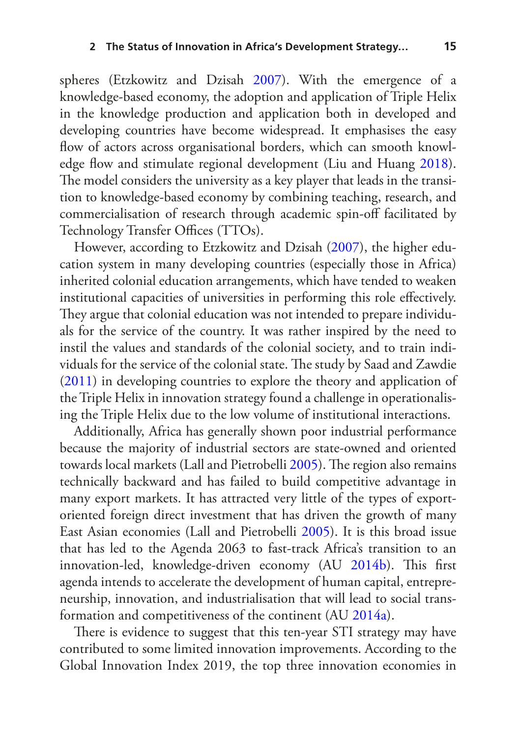spheres (Etzkowitz and Dzisah 2007). With the emergence of a knowledge-based economy, the adoption and application of Triple Helix in the knowledge production and application both in developed and developing countries have become widespread. It emphasises the easy flow of actors across organisational borders, which can smooth knowledge flow and stimulate regional development (Liu and Huang 2018). The model considers the university as a key player that leads in the transition to knowledge-based economy by combining teaching, research, and commercialisation of research through academic spin-off facilitated by Technology Transfer Offices (TTOs).

However, according to Etzkowitz and Dzisah (2007), the higher education system in many developing countries (especially those in Africa) inherited colonial education arrangements, which have tended to weaken institutional capacities of universities in performing this role effectively. They argue that colonial education was not intended to prepare individuals for the service of the country. It was rather inspired by the need to instil the values and standards of the colonial society, and to train individuals for the service of the colonial state. The study by Saad and Zawdie (2011) in developing countries to explore the theory and application of the Triple Helix in innovation strategy found a challenge in operationalising the Triple Helix due to the low volume of institutional interactions.

Additionally, Africa has generally shown poor industrial performance because the majority of industrial sectors are state-owned and oriented towards local markets (Lall and Pietrobelli 2005). The region also remains technically backward and has failed to build competitive advantage in many export markets. It has attracted very little of the types of export-oriented foreign direct investment that has driven the growth of many East Asian economies (Lall and Pietrobelli 2005). It is this broad issue that has led to the Agenda 2063 to fast-track Africa's transition to an innovation-led, knowledge-driven economy (AU 2014b). This first agenda intends to accelerate the development of human capital, entrepreneurship, innovation, and industrialisation that will lead to social transformation and competitiveness of the continent (AU 2014a).

There is evidence to suggest that this ten-year STI strategy may have contributed to some limited innovation improvements. According to the Global Innovation Index 2019, the top three innovation economies in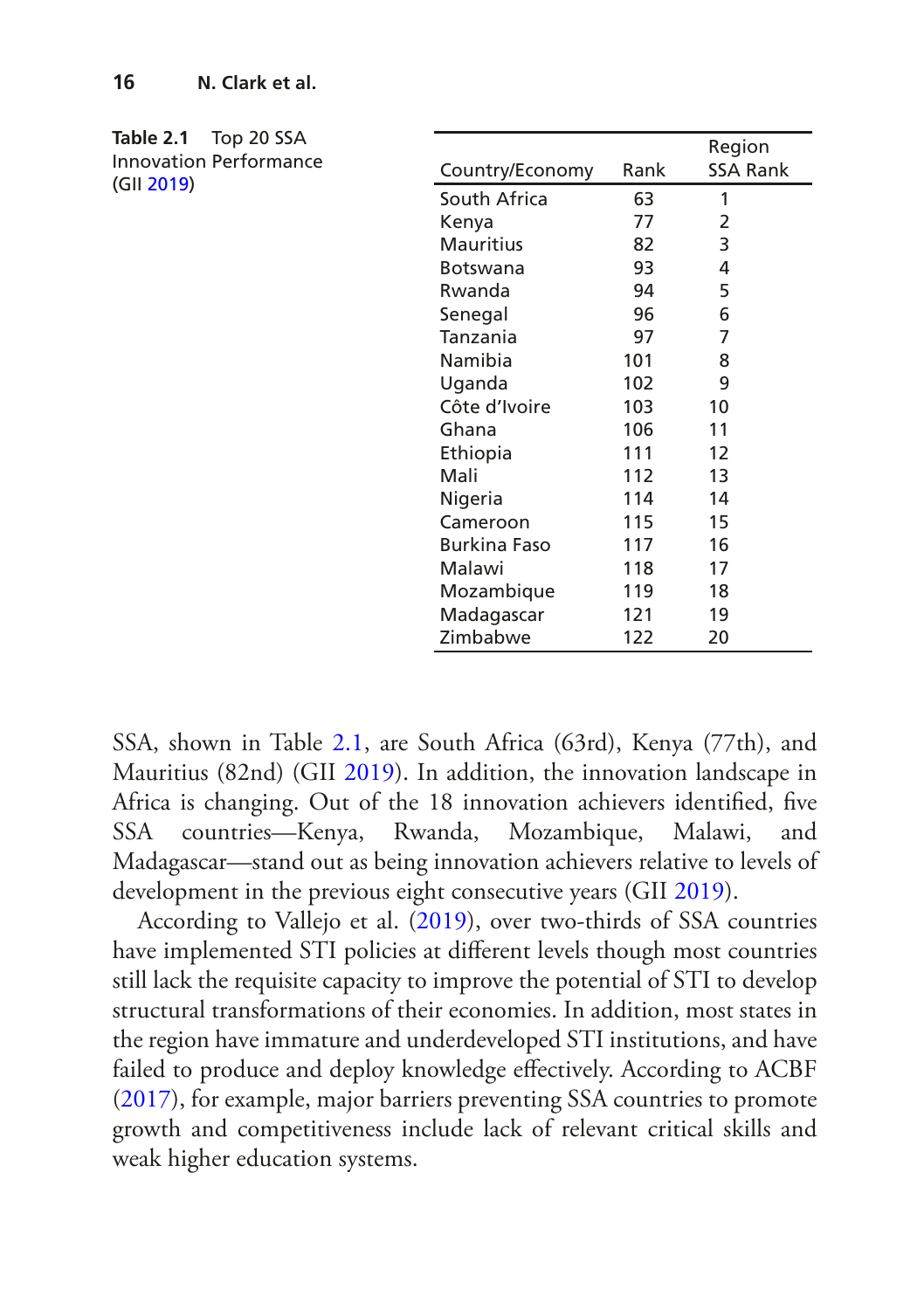**Table 2.1** Top 20 SSA Innovation Performance (GII 2019)

| Country/Economy | Rank | Region SSA Rank |
|---|---|---|
| South Africa | 63 | 1 |
| Kenya | 77 | 2 |
| Mauritius | 82 | 3 |
| Botswana | 93 | 4 |
| Rwanda | 94 | 5 |
| Senegal | 96 | 6 |
| Tanzania | 97 | 7 |
| Namibia | 101 | 8 |
| Uganda | 102 | 9 |
| Côte d'Ivoire | 103 | 10 |
| Ghana | 106 | 11 |
| Ethiopia | 111 | 12 |
| Mali | 112 | 13 |
| Nigeria | 114 | 14 |
| Cameroon | 115 | 15 |
| Burkina Faso | 117 | 16 |
| Malawi | 118 | 17 |
| Mozambique | 119 | 18 |
| Madagascar | 121 | 19 |
| Zimbabwe | 122 | 20 |

SSA, shown in Table 2.1, are South Africa (63rd), Kenya (77th), and Mauritius (82nd) (GII 2019). In addition, the innovation landscape in Africa is changing. Out of the 18 innovation achievers identified, five SSA countries—Kenya, Rwanda, Mozambique, Malawi, and Madagascar—stand out as being innovation achievers relative to levels of development in the previous eight consecutive years (GII 2019).

According to Vallejo et al. (2019), over two-thirds of SSA countries have implemented STI policies at different levels though most countries still lack the requisite capacity to improve the potential of STI to develop structural transformations of their economies. In addition, most states in the region have immature and underdeveloped STI institutions, and have failed to produce and deploy knowledge effectively. According to ACBF (2017), for example, major barriers preventing SSA countries to promote growth and competitiveness include lack of relevant critical skills and weak higher education systems.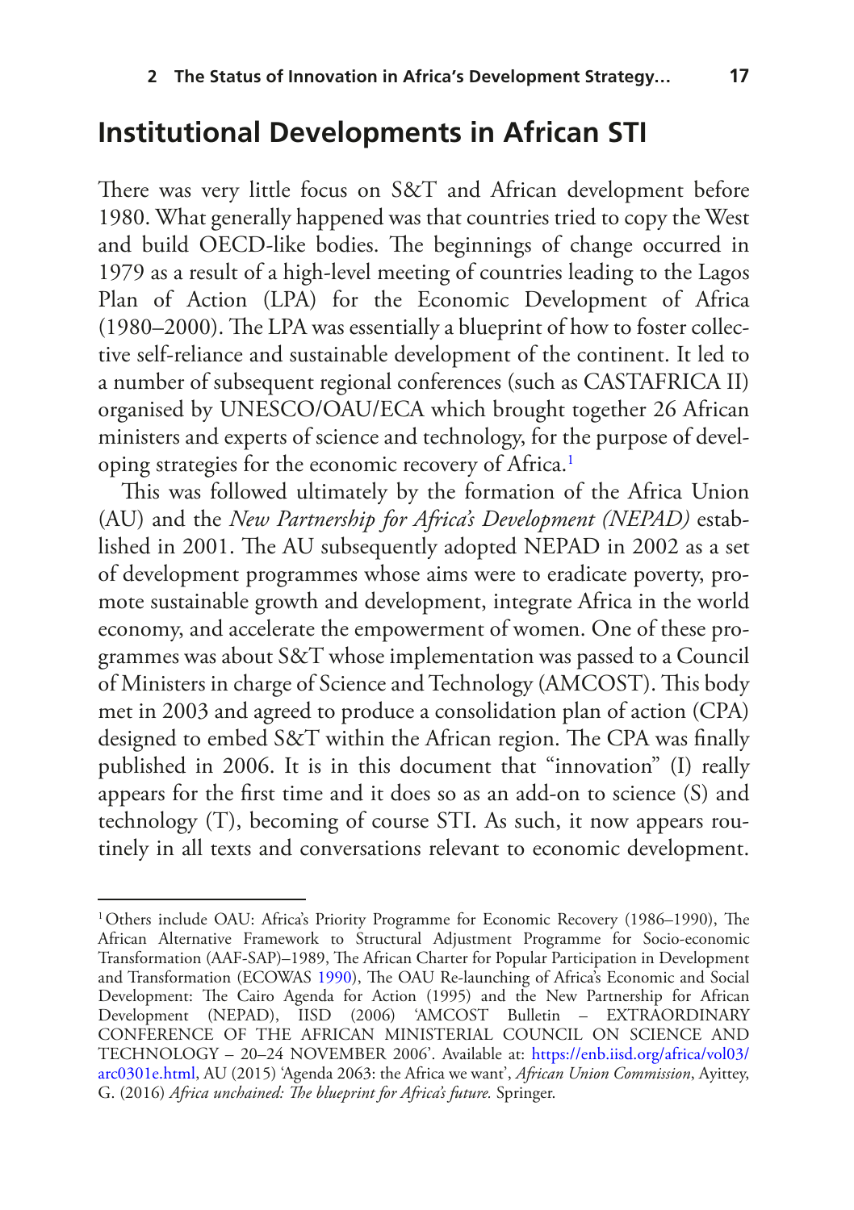## Institutional Developments in African STI

There was very little focus on S&T and African development before 1980. What generally happened was that countries tried to copy the West and build OECD-like bodies. The beginnings of change occurred in 1979 as a result of a high-level meeting of countries leading to the Lagos Plan of Action (LPA) for the Economic Development of Africa (1980–2000). The LPA was essentially a blueprint of how to foster collective self-reliance and sustainable development of the continent. It led to a number of subsequent regional conferences (such as CASTAFRICA II) organised by UNESCO/OAU/ECA which brought together 26 African ministers and experts of science and technology, for the purpose of developing strategies for the economic recovery of Africa.[1]

This was followed ultimately by the formation of the Africa Union (AU) and the *New Partnership for Africa's Development (NEPAD)* established in 2001. The AU subsequently adopted NEPAD in 2002 as a set of development programmes whose aims were to eradicate poverty, promote sustainable growth and development, integrate Africa in the world economy, and accelerate the empowerment of women. One of these programmes was about S&T whose implementation was passed to a Council of Ministers in charge of Science and Technology (AMCOST). This body met in 2003 and agreed to produce a consolidation plan of action (CPA) designed to embed S&T within the African region. The CPA was finally published in 2006. It is in this document that "innovation" (I) really appears for the first time and it does so as an add-on to science (S) and technology (T), becoming of course STI. As such, it now appears routinely in all texts and conversations relevant to economic development.

[1] Others include OAU: Africa's Priority Programme for Economic Recovery (1986–1990), The African Alternative Framework to Structural Adjustment Programme for Socio-economic Transformation (AAF-SAP)–1989, The African Charter for Popular Participation in Development and Transformation (ECOWAS 1990), The OAU Re-launching of Africa's Economic and Social Development: The Cairo Agenda for Action (1995) and the New Partnership for African Development (NEPAD), IISD (2006) 'AMCOST Bulletin – EXTRAORDINARY CONFERENCE OF THE AFRICAN MINISTERIAL COUNCIL ON SCIENCE AND TECHNOLOGY – 20–24 NOVEMBER 2006'. Available at: https://enb.iisd.org/africa/vol03/arc0301e.html, AU (2015) 'Agenda 2063: the Africa we want', *African Union Commission*, Ayittey, G. (2016) *Africa unchained: The blueprint for Africa's future.* Springer.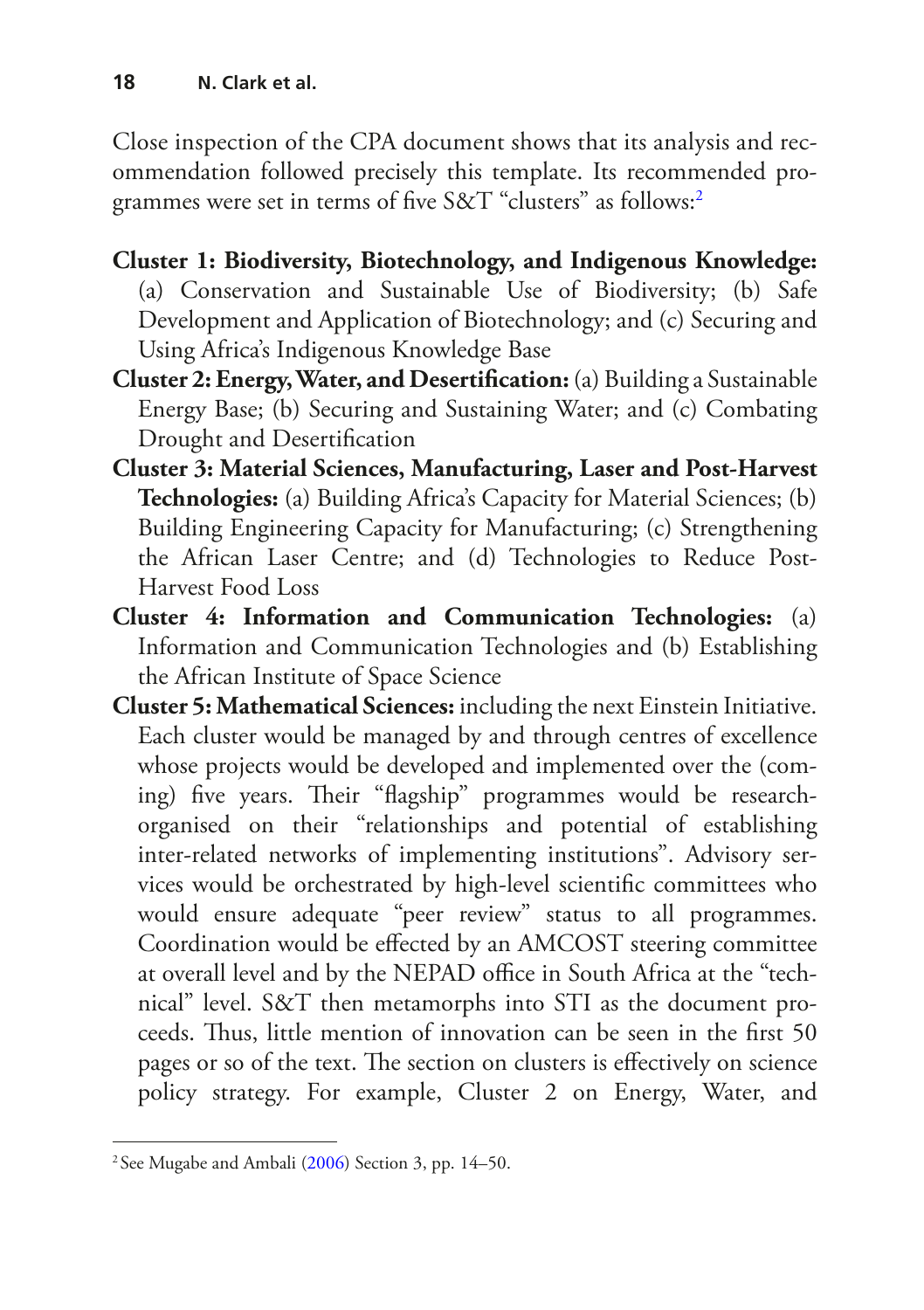Close inspection of the CPA document shows that its analysis and recommendation followed precisely this template. Its recommended programmes were set in terms of five S&T "clusters" as follows:[2]

**Cluster 1: Biodiversity, Biotechnology, and Indigenous Knowledge:** (a) Conservation and Sustainable Use of Biodiversity; (b) Safe Development and Application of Biotechnology; and (c) Securing and Using Africa's Indigenous Knowledge Base

**Cluster 2: Energy, Water, and Desertification:** (a) Building a Sustainable Energy Base; (b) Securing and Sustaining Water; and (c) Combating Drought and Desertification

**Cluster 3: Material Sciences, Manufacturing, Laser and Post-Harvest Technologies:** (a) Building Africa's Capacity for Material Sciences; (b) Building Engineering Capacity for Manufacturing; (c) Strengthening the African Laser Centre; and (d) Technologies to Reduce Post-Harvest Food Loss

**Cluster 4: Information and Communication Technologies:** (a) Information and Communication Technologies and (b) Establishing the African Institute of Space Science

**Cluster 5: Mathematical Sciences:** including the next Einstein Initiative. Each cluster would be managed by and through centres of excellence whose projects would be developed and implemented over the (coming) five years. Their "flagship" programmes would be research-organised on their "relationships and potential of establishing inter-related networks of implementing institutions". Advisory services would be orchestrated by high-level scientific committees who would ensure adequate "peer review" status to all programmes. Coordination would be effected by an AMCOST steering committee at overall level and by the NEPAD office in South Africa at the "technical" level. S&T then metamorphs into STI as the document proceeds. Thus, little mention of innovation can be seen in the first 50 pages or so of the text. The section on clusters is effectively on science policy strategy. For example, Cluster 2 on Energy, Water, and

[2] See Mugabe and Ambali (2006) Section 3, pp. 14–50.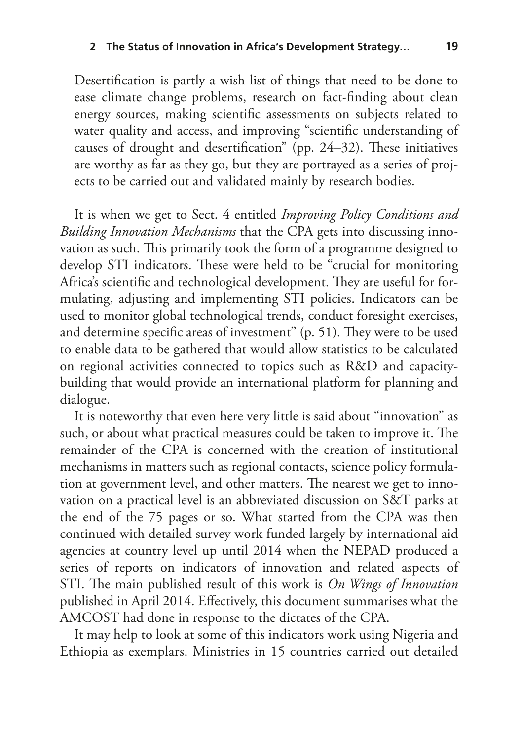Desertification is partly a wish list of things that need to be done to ease climate change problems, research on fact-finding about clean energy sources, making scientific assessments on subjects related to water quality and access, and improving "scientific understanding of causes of drought and desertification" (pp. 24–32). These initiatives are worthy as far as they go, but they are portrayed as a series of projects to be carried out and validated mainly by research bodies.

It is when we get to Sect. 4 entitled *Improving Policy Conditions and Building Innovation Mechanisms* that the CPA gets into discussing innovation as such. This primarily took the form of a programme designed to develop STI indicators. These were held to be "crucial for monitoring Africa's scientific and technological development. They are useful for formulating, adjusting and implementing STI policies. Indicators can be used to monitor global technological trends, conduct foresight exercises, and determine specific areas of investment" (p. 51). They were to be used to enable data to be gathered that would allow statistics to be calculated on regional activities connected to topics such as R&D and capacity-building that would provide an international platform for planning and dialogue.

It is noteworthy that even here very little is said about "innovation" as such, or about what practical measures could be taken to improve it. The remainder of the CPA is concerned with the creation of institutional mechanisms in matters such as regional contacts, science policy formulation at government level, and other matters. The nearest we get to innovation on a practical level is an abbreviated discussion on S&T parks at the end of the 75 pages or so. What started from the CPA was then continued with detailed survey work funded largely by international aid agencies at country level up until 2014 when the NEPAD produced a series of reports on indicators of innovation and related aspects of STI. The main published result of this work is *On Wings of Innovation* published in April 2014. Effectively, this document summarises what the AMCOST had done in response to the dictates of the CPA.

It may help to look at some of this indicators work using Nigeria and Ethiopia as exemplars. Ministries in 15 countries carried out detailed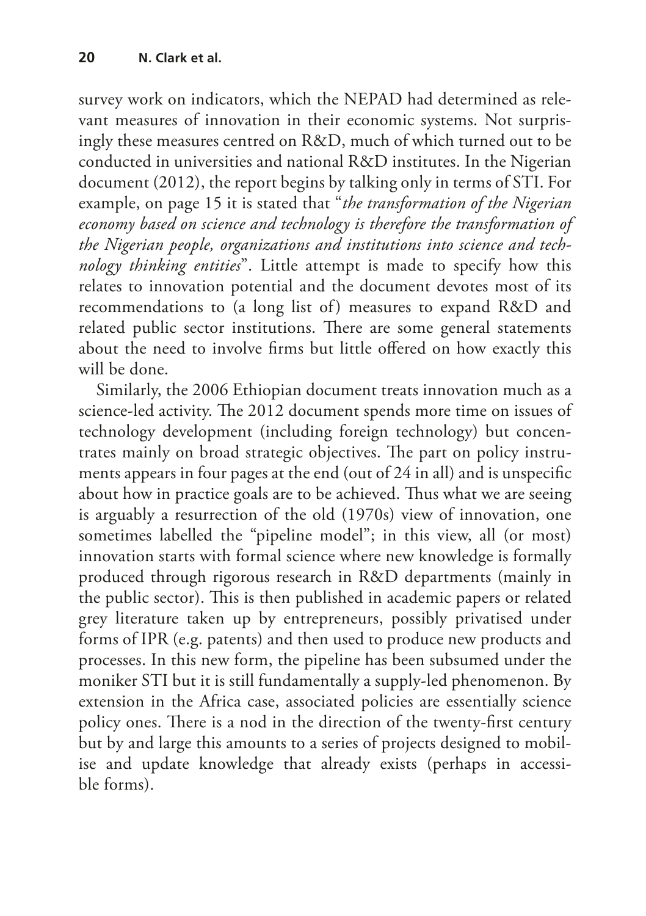survey work on indicators, which the NEPAD had determined as relevant measures of innovation in their economic systems. Not surprisingly these measures centred on R&D, much of which turned out to be conducted in universities and national R&D institutes. In the Nigerian document (2012), the report begins by talking only in terms of STI. For example, on page 15 it is stated that "*the transformation of the Nigerian economy based on science and technology is therefore the transformation of the Nigerian people, organizations and institutions into science and technology thinking entities*". Little attempt is made to specify how this relates to innovation potential and the document devotes most of its recommendations to (a long list of) measures to expand R&D and related public sector institutions. There are some general statements about the need to involve firms but little offered on how exactly this will be done.

Similarly, the 2006 Ethiopian document treats innovation much as a science-led activity. The 2012 document spends more time on issues of technology development (including foreign technology) but concentrates mainly on broad strategic objectives. The part on policy instruments appears in four pages at the end (out of 24 in all) and is unspecific about how in practice goals are to be achieved. Thus what we are seeing is arguably a resurrection of the old (1970s) view of innovation, one sometimes labelled the "pipeline model"; in this view, all (or most) innovation starts with formal science where new knowledge is formally produced through rigorous research in R&D departments (mainly in the public sector). This is then published in academic papers or related grey literature taken up by entrepreneurs, possibly privatised under forms of IPR (e.g. patents) and then used to produce new products and processes. In this new form, the pipeline has been subsumed under the moniker STI but it is still fundamentally a supply-led phenomenon. By extension in the Africa case, associated policies are essentially science policy ones. There is a nod in the direction of the twenty-first century but by and large this amounts to a series of projects designed to mobilise and update knowledge that already exists (perhaps in accessible forms).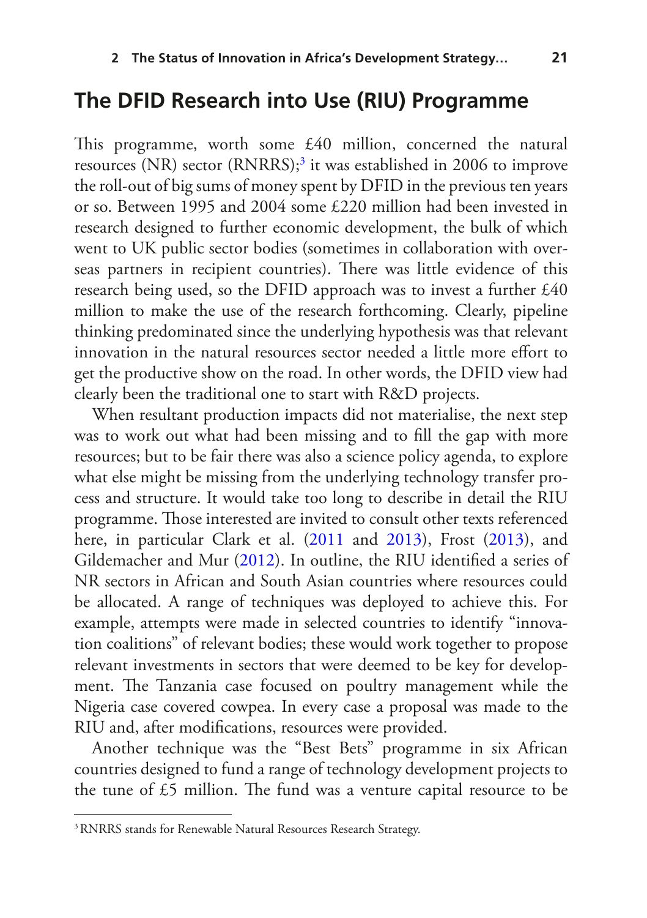## The DFID Research into Use (RIU) Programme

This programme, worth some £40 million, concerned the natural resources (NR) sector (RNRRS);[3] it was established in 2006 to improve the roll-out of big sums of money spent by DFID in the previous ten years or so. Between 1995 and 2004 some £220 million had been invested in research designed to further economic development, the bulk of which went to UK public sector bodies (sometimes in collaboration with overseas partners in recipient countries). There was little evidence of this research being used, so the DFID approach was to invest a further £40 million to make the use of the research forthcoming. Clearly, pipeline thinking predominated since the underlying hypothesis was that relevant innovation in the natural resources sector needed a little more effort to get the productive show on the road. In other words, the DFID view had clearly been the traditional one to start with R&D projects.

When resultant production impacts did not materialise, the next step was to work out what had been missing and to fill the gap with more resources; but to be fair there was also a science policy agenda, to explore what else might be missing from the underlying technology transfer process and structure. It would take too long to describe in detail the RIU programme. Those interested are invited to consult other texts referenced here, in particular Clark et al. (2011 and 2013), Frost (2013), and Gildemacher and Mur (2012). In outline, the RIU identified a series of NR sectors in African and South Asian countries where resources could be allocated. A range of techniques was deployed to achieve this. For example, attempts were made in selected countries to identify "innovation coalitions" of relevant bodies; these would work together to propose relevant investments in sectors that were deemed to be key for development. The Tanzania case focused on poultry management while the Nigeria case covered cowpea. In every case a proposal was made to the RIU and, after modifications, resources were provided.

Another technique was the "Best Bets" programme in six African countries designed to fund a range of technology development projects to the tune of £5 million. The fund was a venture capital resource to be

[3] RNRRS stands for Renewable Natural Resources Research Strategy.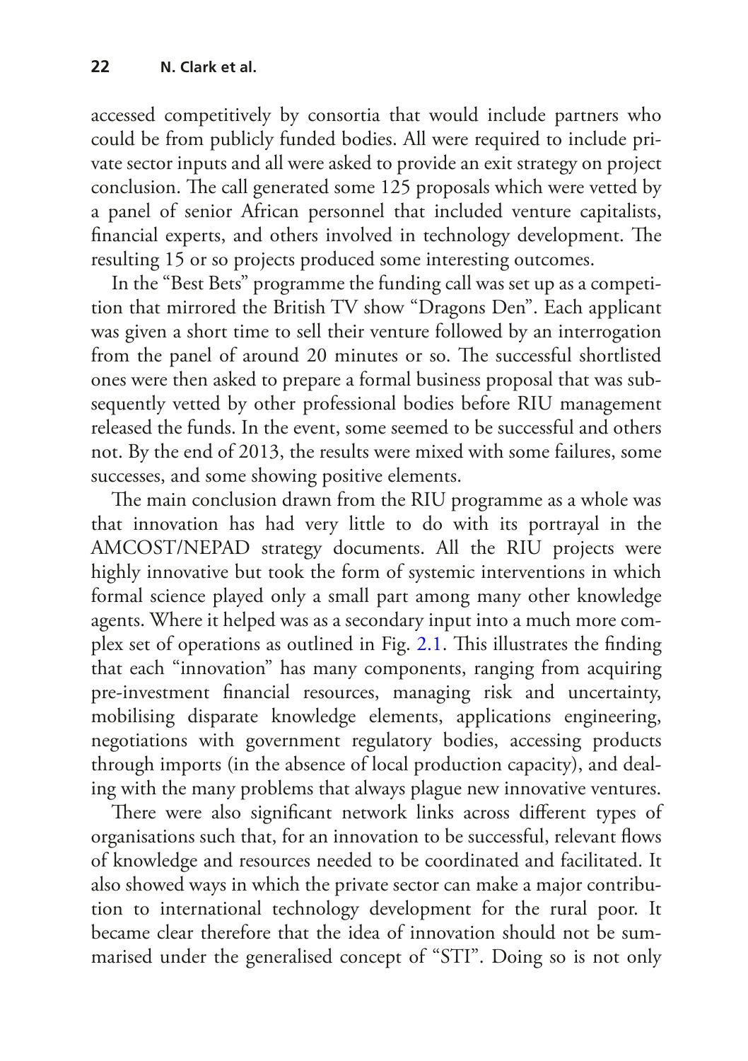accessed competitively by consortia that would include partners who could be from publicly funded bodies. All were required to include private sector inputs and all were asked to provide an exit strategy on project conclusion. The call generated some 125 proposals which were vetted by a panel of senior African personnel that included venture capitalists, financial experts, and others involved in technology development. The resulting 15 or so projects produced some interesting outcomes.

In the "Best Bets" programme the funding call was set up as a competition that mirrored the British TV show "Dragons Den". Each applicant was given a short time to sell their venture followed by an interrogation from the panel of around 20 minutes or so. The successful shortlisted ones were then asked to prepare a formal business proposal that was subsequently vetted by other professional bodies before RIU management released the funds. In the event, some seemed to be successful and others not. By the end of 2013, the results were mixed with some failures, some successes, and some showing positive elements.

The main conclusion drawn from the RIU programme as a whole was that innovation has had very little to do with its portrayal in the AMCOST/NEPAD strategy documents. All the RIU projects were highly innovative but took the form of systemic interventions in which formal science played only a small part among many other knowledge agents. Where it helped was as a secondary input into a much more complex set of operations as outlined in Fig. 2.1. This illustrates the finding that each "innovation" has many components, ranging from acquiring pre-investment financial resources, managing risk and uncertainty, mobilising disparate knowledge elements, applications engineering, negotiations with government regulatory bodies, accessing products through imports (in the absence of local production capacity), and dealing with the many problems that always plague new innovative ventures.

There were also significant network links across different types of organisations such that, for an innovation to be successful, relevant flows of knowledge and resources needed to be coordinated and facilitated. It also showed ways in which the private sector can make a major contribution to international technology development for the rural poor. It became clear therefore that the idea of innovation should not be summarised under the generalised concept of "STI". Doing so is not only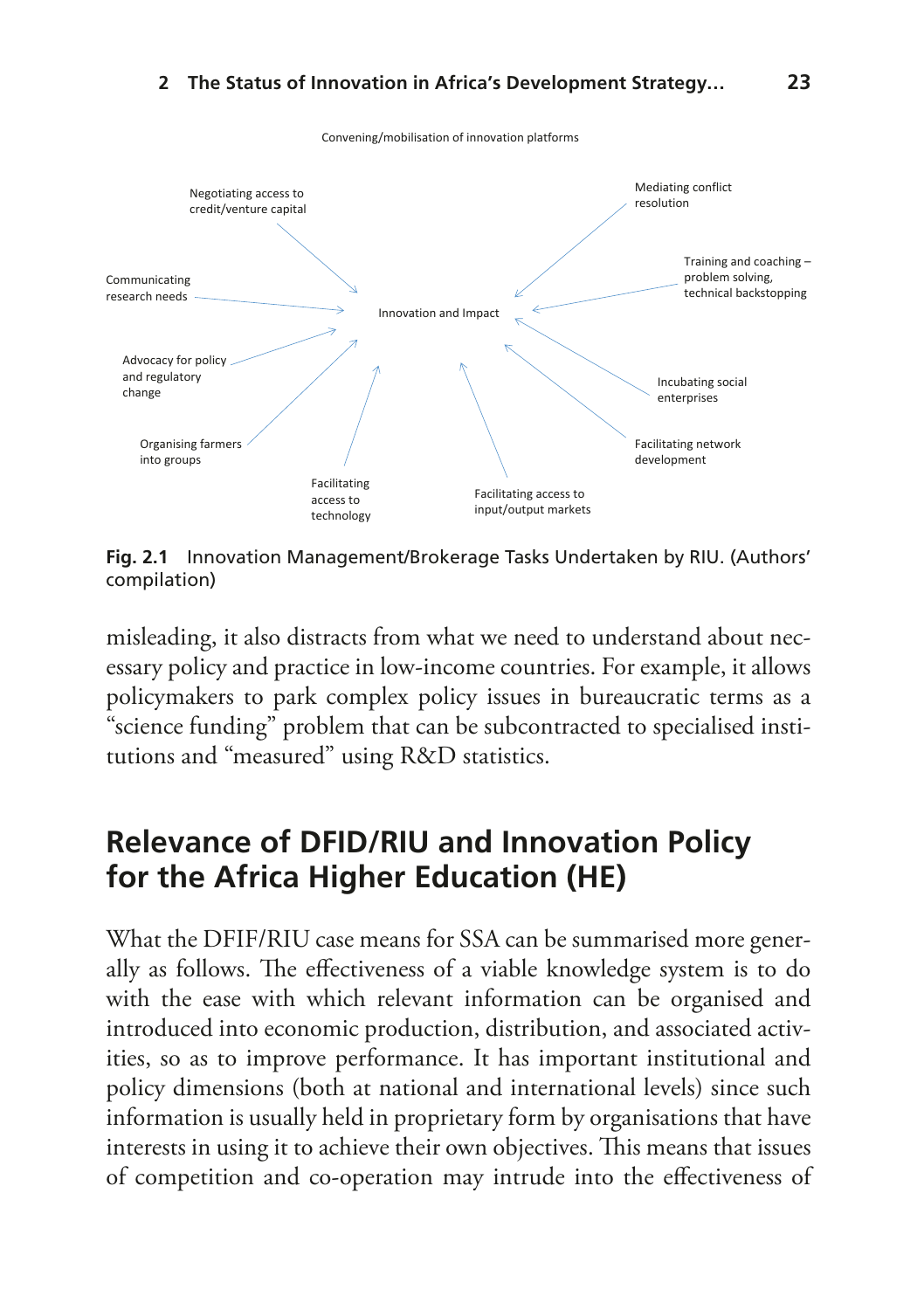Convening/mobilisation of innovation platforms

Negotiating access to credit/venture capital

Mediating conflict resolution

Training and coaching – problem solving, technical backstopping

Communicating research needs

Innovation and Impact

Advocacy for policy and regulatory change

Incubating social enterprises

Organising farmers into groups

Facilitating network development

Facilitating access to technology

Facilitating access to input/output markets

**Fig. 2.1** Innovation Management/Brokerage Tasks Undertaken by RIU. (Authors' compilation)

misleading, it also distracts from what we need to understand about necessary policy and practice in low-income countries. For example, it allows policymakers to park complex policy issues in bureaucratic terms as a "science funding" problem that can be subcontracted to specialised institutions and "measured" using R&D statistics.

## Relevance of DFID/RIU and Innovation Policy for the Africa Higher Education (HE)

What the DFIF/RIU case means for SSA can be summarised more generally as follows. The effectiveness of a viable knowledge system is to do with the ease with which relevant information can be organised and introduced into economic production, distribution, and associated activities, so as to improve performance. It has important institutional and policy dimensions (both at national and international levels) since such information is usually held in proprietary form by organisations that have interests in using it to achieve their own objectives. This means that issues of competition and co-operation may intrude into the effectiveness of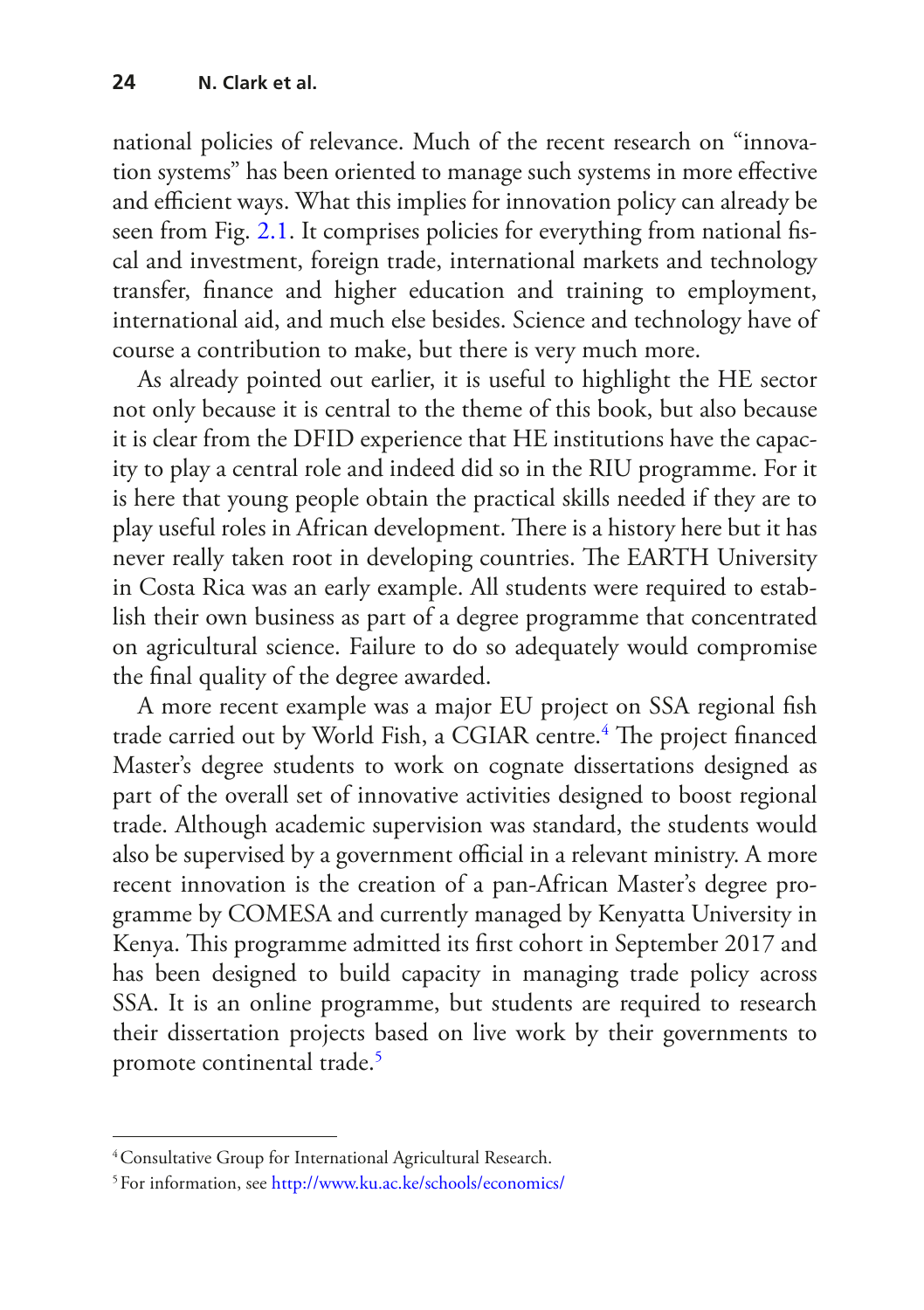national policies of relevance. Much of the recent research on "innovation systems" has been oriented to manage such systems in more effective and efficient ways. What this implies for innovation policy can already be seen from Fig. 2.1. It comprises policies for everything from national fiscal and investment, foreign trade, international markets and technology transfer, finance and higher education and training to employment, international aid, and much else besides. Science and technology have of course a contribution to make, but there is very much more.

As already pointed out earlier, it is useful to highlight the HE sector not only because it is central to the theme of this book, but also because it is clear from the DFID experience that HE institutions have the capacity to play a central role and indeed did so in the RIU programme. For it is here that young people obtain the practical skills needed if they are to play useful roles in African development. There is a history here but it has never really taken root in developing countries. The EARTH University in Costa Rica was an early example. All students were required to establish their own business as part of a degree programme that concentrated on agricultural science. Failure to do so adequately would compromise the final quality of the degree awarded.

A more recent example was a major EU project on SSA regional fish trade carried out by World Fish, a CGIAR centre.[4] The project financed Master's degree students to work on cognate dissertations designed as part of the overall set of innovative activities designed to boost regional trade. Although academic supervision was standard, the students would also be supervised by a government official in a relevant ministry. A more recent innovation is the creation of a pan-African Master's degree programme by COMESA and currently managed by Kenyatta University in Kenya. This programme admitted its first cohort in September 2017 and has been designed to build capacity in managing trade policy across SSA. It is an online programme, but students are required to research their dissertation projects based on live work by their governments to promote continental trade.[5]

---

[4] Consultative Group for International Agricultural Research.

[5] For information, see http://www.ku.ac.ke/schools/economics/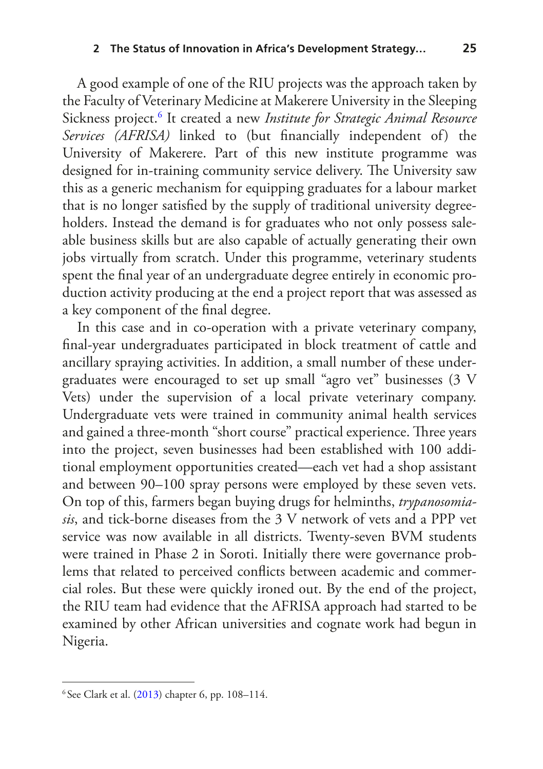A good example of one of the RIU projects was the approach taken by the Faculty of Veterinary Medicine at Makerere University in the Sleeping Sickness project.[6] It created a new *Institute for Strategic Animal Resource Services (AFRISA)* linked to (but financially independent of) the University of Makerere. Part of this new institute programme was designed for in-training community service delivery. The University saw this as a generic mechanism for equipping graduates for a labour market that is no longer satisfied by the supply of traditional university degree-holders. Instead the demand is for graduates who not only possess saleable business skills but are also capable of actually generating their own jobs virtually from scratch. Under this programme, veterinary students spent the final year of an undergraduate degree entirely in economic production activity producing at the end a project report that was assessed as a key component of the final degree.

In this case and in co-operation with a private veterinary company, final-year undergraduates participated in block treatment of cattle and ancillary spraying activities. In addition, a small number of these undergraduates were encouraged to set up small "agro vet" businesses (3 V Vets) under the supervision of a local private veterinary company. Undergraduate vets were trained in community animal health services and gained a three-month "short course" practical experience. Three years into the project, seven businesses had been established with 100 additional employment opportunities created—each vet had a shop assistant and between 90–100 spray persons were employed by these seven vets. On top of this, farmers began buying drugs for helminths, *trypanosomiasis*, and tick-borne diseases from the 3 V network of vets and a PPP vet service was now available in all districts. Twenty-seven BVM students were trained in Phase 2 in Soroti. Initially there were governance problems that related to perceived conflicts between academic and commercial roles. But these were quickly ironed out. By the end of the project, the RIU team had evidence that the AFRISA approach had started to be examined by other African universities and cognate work had begun in Nigeria.

[6] See Clark et al. (2013) chapter 6, pp. 108–114.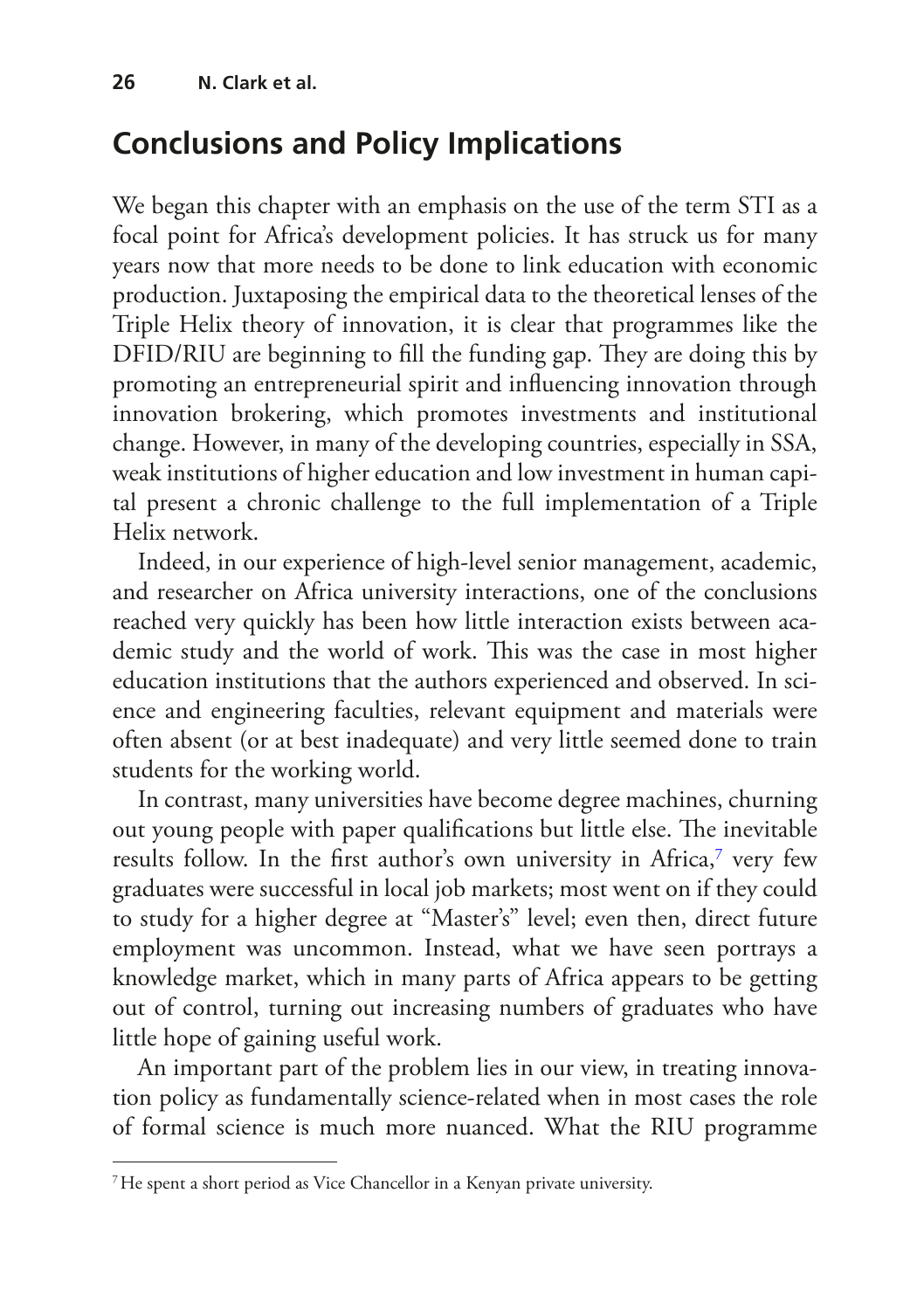## Conclusions and Policy Implications

We began this chapter with an emphasis on the use of the term STI as a focal point for Africa's development policies. It has struck us for many years now that more needs to be done to link education with economic production. Juxtaposing the empirical data to the theoretical lenses of the Triple Helix theory of innovation, it is clear that programmes like the DFID/RIU are beginning to fill the funding gap. They are doing this by promoting an entrepreneurial spirit and influencing innovation through innovation brokering, which promotes investments and institutional change. However, in many of the developing countries, especially in SSA, weak institutions of higher education and low investment in human capital present a chronic challenge to the full implementation of a Triple Helix network.

Indeed, in our experience of high-level senior management, academic, and researcher on Africa university interactions, one of the conclusions reached very quickly has been how little interaction exists between academic study and the world of work. This was the case in most higher education institutions that the authors experienced and observed. In science and engineering faculties, relevant equipment and materials were often absent (or at best inadequate) and very little seemed done to train students for the working world.

In contrast, many universities have become degree machines, churning out young people with paper qualifications but little else. The inevitable results follow. In the first author's own university in Africa,[7] very few graduates were successful in local job markets; most went on if they could to study for a higher degree at "Master's" level; even then, direct future employment was uncommon. Instead, what we have seen portrays a knowledge market, which in many parts of Africa appears to be getting out of control, turning out increasing numbers of graduates who have little hope of gaining useful work.

An important part of the problem lies in our view, in treating innovation policy as fundamentally science-related when in most cases the role of formal science is much more nuanced. What the RIU programme

[7] He spent a short period as Vice Chancellor in a Kenyan private university.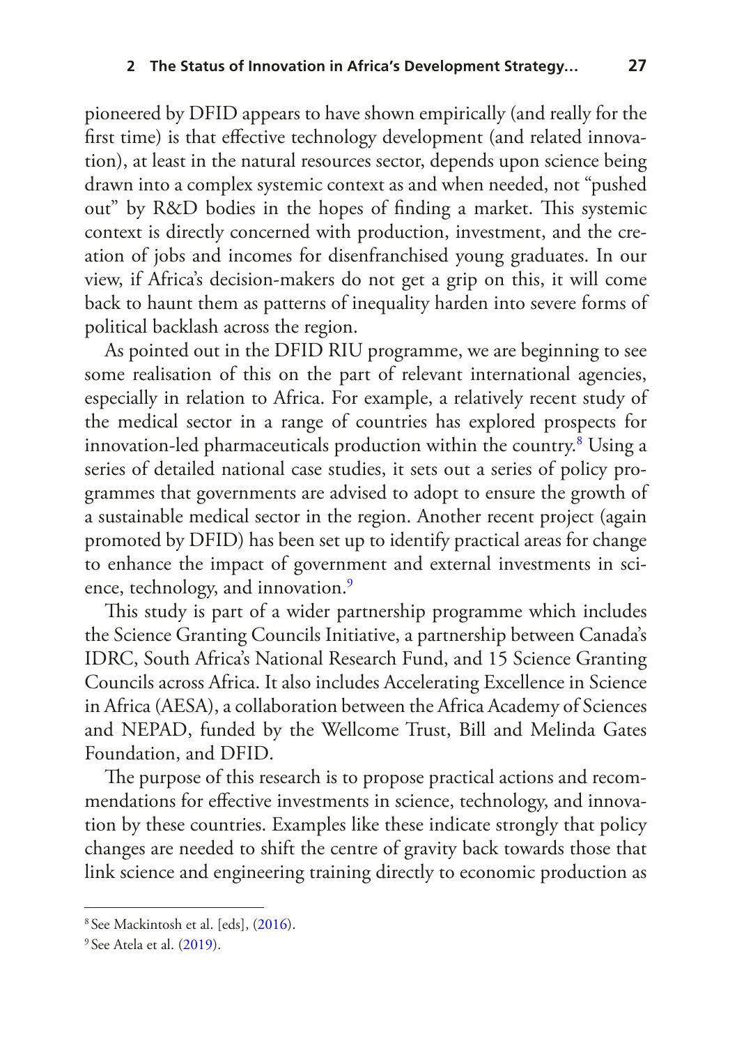pioneered by DFID appears to have shown empirically (and really for the first time) is that effective technology development (and related innovation), at least in the natural resources sector, depends upon science being drawn into a complex systemic context as and when needed, not "pushed out" by R&D bodies in the hopes of finding a market. This systemic context is directly concerned with production, investment, and the creation of jobs and incomes for disenfranchised young graduates. In our view, if Africa's decision-makers do not get a grip on this, it will come back to haunt them as patterns of inequality harden into severe forms of political backlash across the region.

As pointed out in the DFID RIU programme, we are beginning to see some realisation of this on the part of relevant international agencies, especially in relation to Africa. For example, a relatively recent study of the medical sector in a range of countries has explored prospects for innovation-led pharmaceuticals production within the country.[8] Using a series of detailed national case studies, it sets out a series of policy programmes that governments are advised to adopt to ensure the growth of a sustainable medical sector in the region. Another recent project (again promoted by DFID) has been set up to identify practical areas for change to enhance the impact of government and external investments in science, technology, and innovation.[9]

This study is part of a wider partnership programme which includes the Science Granting Councils Initiative, a partnership between Canada's IDRC, South Africa's National Research Fund, and 15 Science Granting Councils across Africa. It also includes Accelerating Excellence in Science in Africa (AESA), a collaboration between the Africa Academy of Sciences and NEPAD, funded by the Wellcome Trust, Bill and Melinda Gates Foundation, and DFID.

The purpose of this research is to propose practical actions and recommendations for effective investments in science, technology, and innovation by these countries. Examples like these indicate strongly that policy changes are needed to shift the centre of gravity back towards those that link science and engineering training directly to economic production as

[8] See Mackintosh et al. [eds], (2016).

[9] See Atela et al. (2019).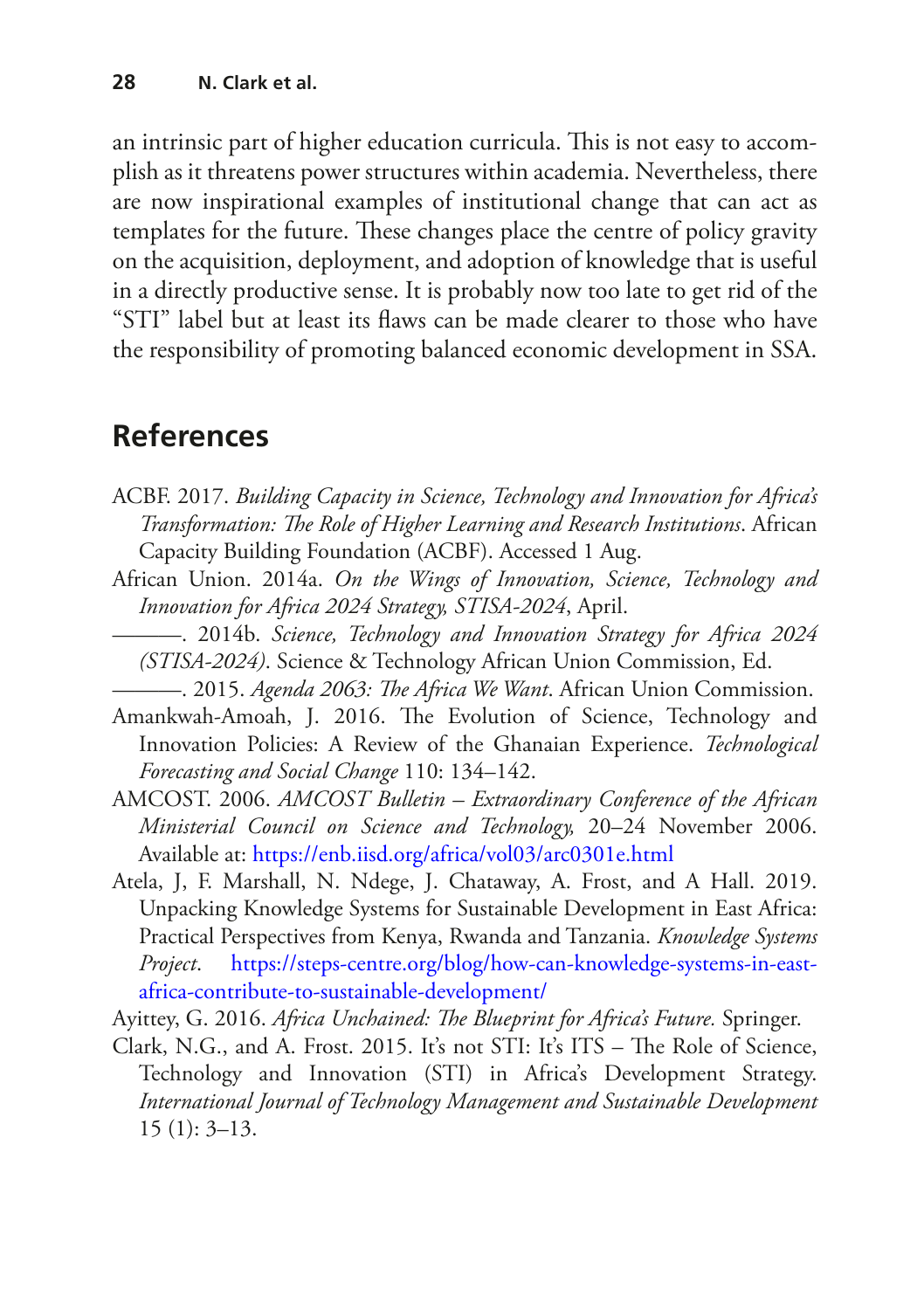an intrinsic part of higher education curricula. This is not easy to accomplish as it threatens power structures within academia. Nevertheless, there are now inspirational examples of institutional change that can act as templates for the future. These changes place the centre of policy gravity on the acquisition, deployment, and adoption of knowledge that is useful in a directly productive sense. It is probably now too late to get rid of the "STI" label but at least its flaws can be made clearer to those who have the responsibility of promoting balanced economic development in SSA.

## References

ACBF. 2017. *Building Capacity in Science, Technology and Innovation for Africa's Transformation: The Role of Higher Learning and Research Institutions*. African Capacity Building Foundation (ACBF). Accessed 1 Aug.

African Union. 2014a. *On the Wings of Innovation, Science, Technology and Innovation for Africa 2024 Strategy, STISA-2024*, April.

———. 2014b. *Science, Technology and Innovation Strategy for Africa 2024 (STISA-2024)*. Science & Technology African Union Commission, Ed.

———. 2015. *Agenda 2063: The Africa We Want*. African Union Commission.

Amankwah-Amoah, J. 2016. The Evolution of Science, Technology and Innovation Policies: A Review of the Ghanaian Experience. *Technological Forecasting and Social Change* 110: 134–142.

AMCOST. 2006. *AMCOST Bulletin – Extraordinary Conference of the African Ministerial Council on Science and Technology,* 20–24 November 2006. Available at: https://enb.iisd.org/africa/vol03/arc0301e.html

Atela, J, F. Marshall, N. Ndege, J. Chataway, A. Frost, and A Hall. 2019. Unpacking Knowledge Systems for Sustainable Development in East Africa: Practical Perspectives from Kenya, Rwanda and Tanzania. *Knowledge Systems Project*. https://steps-centre.org/blog/how-can-knowledge-systems-in-east-africa-contribute-to-sustainable-development/

Ayittey, G. 2016. *Africa Unchained: The Blueprint for Africa's Future.* Springer.

Clark, N.G., and A. Frost. 2015. It's not STI: It's ITS – The Role of Science, Technology and Innovation (STI) in Africa's Development Strategy. *International Journal of Technology Management and Sustainable Development* 15 (1): 3–13.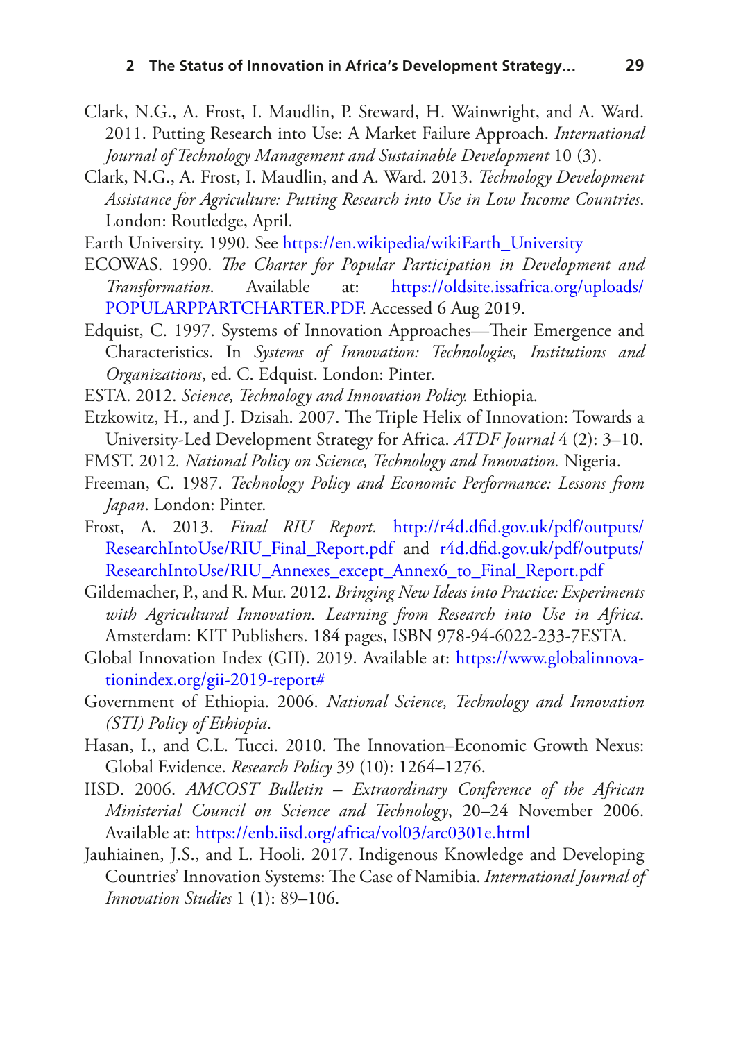Clark, N.G., A. Frost, I. Maudlin, P. Steward, H. Wainwright, and A. Ward. 2011. Putting Research into Use: A Market Failure Approach. *International Journal of Technology Management and Sustainable Development* 10 (3).

Clark, N.G., A. Frost, I. Maudlin, and A. Ward. 2013. *Technology Development Assistance for Agriculture: Putting Research into Use in Low Income Countries*. London: Routledge, April.

Earth University. 1990. See https://en.wikipedia/wikiEarth_University

ECOWAS. 1990. *The Charter for Popular Participation in Development and Transformation*. Available at: https://oldsite.issafrica.org/uploads/POPULARPPARTCHARTER.PDF. Accessed 6 Aug 2019.

Edquist, C. 1997. Systems of Innovation Approaches—Their Emergence and Characteristics. In *Systems of Innovation: Technologies, Institutions and Organizations*, ed. C. Edquist. London: Pinter.

ESTA. 2012. *Science, Technology and Innovation Policy.* Ethiopia.

Etzkowitz, H., and J. Dzisah. 2007. The Triple Helix of Innovation: Towards a University-Led Development Strategy for Africa. *ATDF Journal* 4 (2): 3–10.

FMST. 2012*. National Policy on Science, Technology and Innovation.* Nigeria.

Freeman, C. 1987. *Technology Policy and Economic Performance: Lessons from Japan*. London: Pinter.

Frost, A. 2013. *Final RIU Report.* http://r4d.dfid.gov.uk/pdf/outputs/ResearchIntoUse/RIU_Final_Report.pdf and r4d.dfid.gov.uk/pdf/outputs/ResearchIntoUse/RIU_Annexes_except_Annex6_to_Final_Report.pdf

Gildemacher, P., and R. Mur. 2012. *Bringing New Ideas into Practice: Experiments with Agricultural Innovation. Learning from Research into Use in Africa*. Amsterdam: KIT Publishers. 184 pages, ISBN 978-94-6022-233-7ESTA.

Global Innovation Index (GII). 2019. Available at: https://www.globalinnovationindex.org/gii-2019-report#

Government of Ethiopia. 2006. *National Science, Technology and Innovation (STI) Policy of Ethiopia*.

Hasan, I., and C.L. Tucci. 2010. The Innovation–Economic Growth Nexus: Global Evidence. *Research Policy* 39 (10): 1264–1276.

IISD. 2006. *AMCOST Bulletin – Extraordinary Conference of the African Ministerial Council on Science and Technology*, 20–24 November 2006. Available at: https://enb.iisd.org/africa/vol03/arc0301e.html

Jauhiainen, J.S., and L. Hooli. 2017. Indigenous Knowledge and Developing Countries' Innovation Systems: The Case of Namibia. *International Journal of Innovation Studies* 1 (1): 89–106.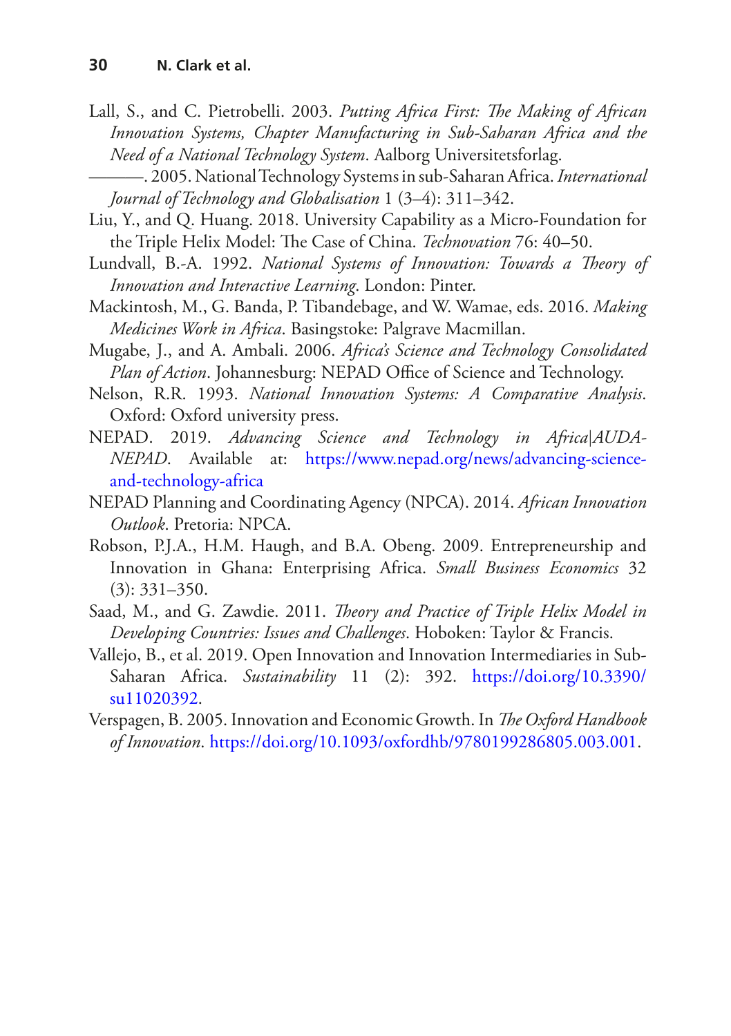Lall, S., and C. Pietrobelli. 2003. *Putting Africa First: The Making of African Innovation Systems, Chapter Manufacturing in Sub-Saharan Africa and the Need of a National Technology System*. Aalborg Universitetsforlag.

———. 2005. National Technology Systems in sub-Saharan Africa. *International Journal of Technology and Globalisation* 1 (3–4): 311–342.

Liu, Y., and Q. Huang. 2018. University Capability as a Micro-Foundation for the Triple Helix Model: The Case of China. *Technovation* 76: 40–50.

Lundvall, B.-A. 1992. *National Systems of Innovation: Towards a Theory of Innovation and Interactive Learning*. London: Pinter.

Mackintosh, M., G. Banda, P. Tibandebage, and W. Wamae, eds. 2016. *Making Medicines Work in Africa*. Basingstoke: Palgrave Macmillan.

Mugabe, J., and A. Ambali. 2006. *Africa's Science and Technology Consolidated Plan of Action*. Johannesburg: NEPAD Office of Science and Technology.

Nelson, R.R. 1993. *National Innovation Systems: A Comparative Analysis*. Oxford: Oxford university press.

NEPAD. 2019. *Advancing Science and Technology in Africa|AUDA-NEPAD*. Available at: https://www.nepad.org/news/advancing-science-and-technology-africa

NEPAD Planning and Coordinating Agency (NPCA). 2014. *African Innovation Outlook*. Pretoria: NPCA.

Robson, P.J.A., H.M. Haugh, and B.A. Obeng. 2009. Entrepreneurship and Innovation in Ghana: Enterprising Africa. *Small Business Economics* 32 (3): 331–350.

Saad, M., and G. Zawdie. 2011. *Theory and Practice of Triple Helix Model in Developing Countries: Issues and Challenges*. Hoboken: Taylor & Francis.

Vallejo, B., et al. 2019. Open Innovation and Innovation Intermediaries in Sub-Saharan Africa. *Sustainability* 11 (2): 392. https://doi.org/10.3390/su11020392.

Verspagen, B. 2005. Innovation and Economic Growth. In *The Oxford Handbook of Innovation*. https://doi.org/10.1093/oxfordhb/9780199286805.003.001.